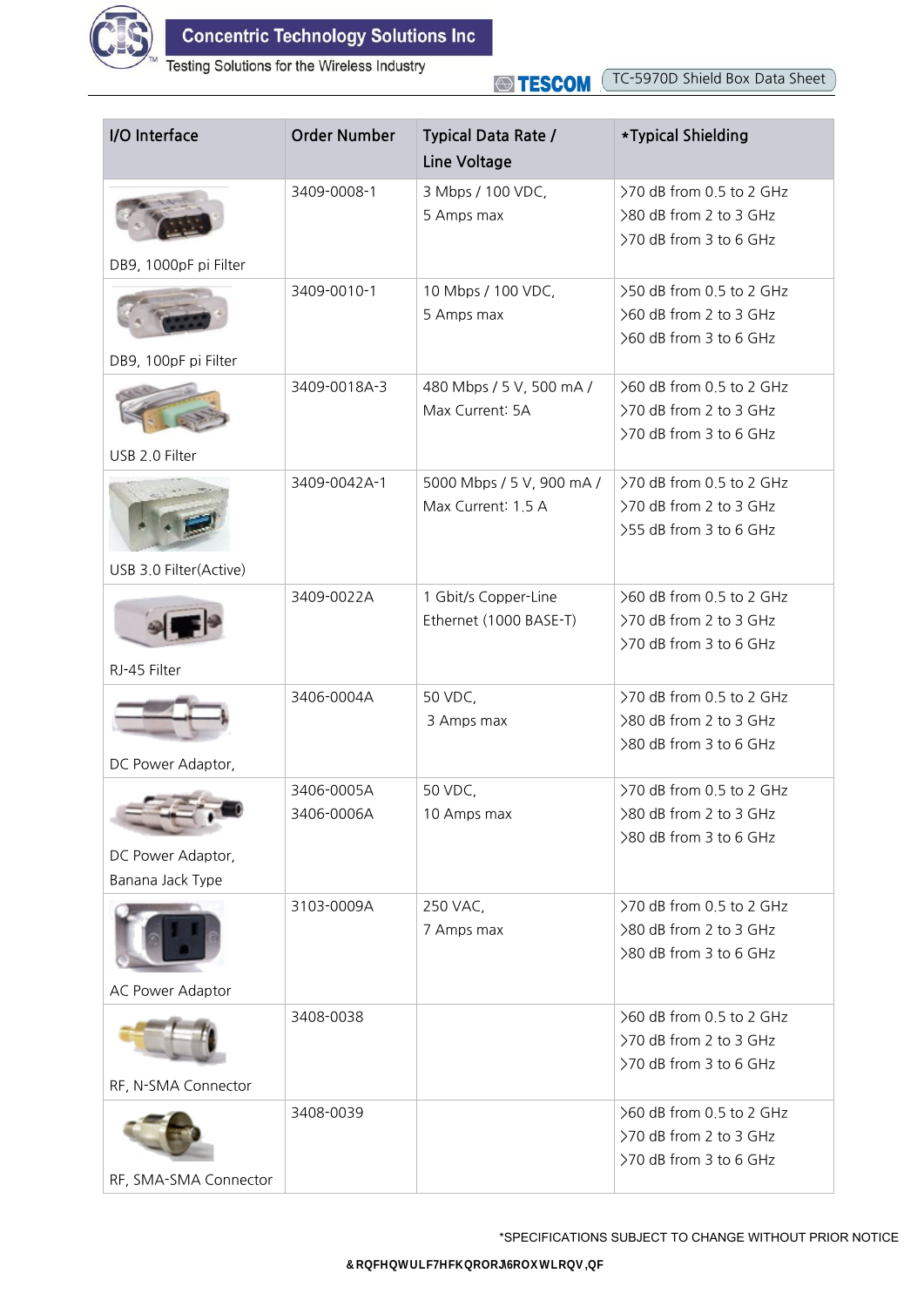| I/O Interface | Order Number | Typical Data Rate / Line Voltage | *Typical Shielding |
|---|---|---|---|
| DB9, 1000pF pi Filter | 3409-0008-1 | 3 Mbps / 100 VDC, 5 Amps max | >70 dB from 0.5 to 2 GHz<br>>80 dB from 2 to 3 GHz<br>>70 dB from 3 to 6 GHz |
| DB9, 100pF pi Filter | 3409-0010-1 | 10 Mbps / 100 VDC, 5 Amps max | >50 dB from 0.5 to 2 GHz<br>>60 dB from 2 to 3 GHz<br>>60 dB from 3 to 6 GHz |
| USB 2.0 Filter | 3409-0018A-3 | 480 Mbps / 5 V, 500 mA / Max Current: 5A | >60 dB from 0.5 to 2 GHz<br>>70 dB from 2 to 3 GHz<br>>70 dB from 3 to 6 GHz |
| USB 3.0 Filter(Active) | 3409-0042A-1 | 5000 Mbps / 5 V, 900 mA / Max Current: 1.5 A | >70 dB from 0.5 to 2 GHz<br>>70 dB from 2 to 3 GHz<br>>55 dB from 3 to 6 GHz |
| RJ-45 Filter | 3409-0022A | 1 Gbit/s Copper-Line Ethernet (1000 BASE-T) | >60 dB from 0.5 to 2 GHz<br>>70 dB from 2 to 3 GHz<br>>70 dB from 3 to 6 GHz |
| DC Power Adaptor, | 3406-0004A | 50 VDC, 3 Amps max | >70 dB from 0.5 to 2 GHz<br>>80 dB from 2 to 3 GHz<br>>80 dB from 3 to 6 GHz |
| DC Power Adaptor, Banana Jack Type | 3406-0005A<br>3406-0006A | 50 VDC, 10 Amps max | >70 dB from 0.5 to 2 GHz<br>>80 dB from 2 to 3 GHz<br>>80 dB from 3 to 6 GHz |
| AC Power Adaptor | 3103-0009A | 250 VAC, 7 Amps max | >70 dB from 0.5 to 2 GHz<br>>80 dB from 2 to 3 GHz<br>>80 dB from 3 to 6 GHz |
| RF, N-SMA Connector | 3408-0038 | | >60 dB from 0.5 to 2 GHz<br>>70 dB from 2 to 3 GHz<br>>70 dB from 3 to 6 GHz |
| RF, SMA-SMA Connector | 3408-0039 | | >60 dB from 0.5 to 2 GHz<br>>70 dB from 2 to 3 GHz<br>>70 dB from 3 to 6 GHz |

*SPECIFICATIONS SUBJECT TO CHANGE WITHOUT PRIOR NOTICE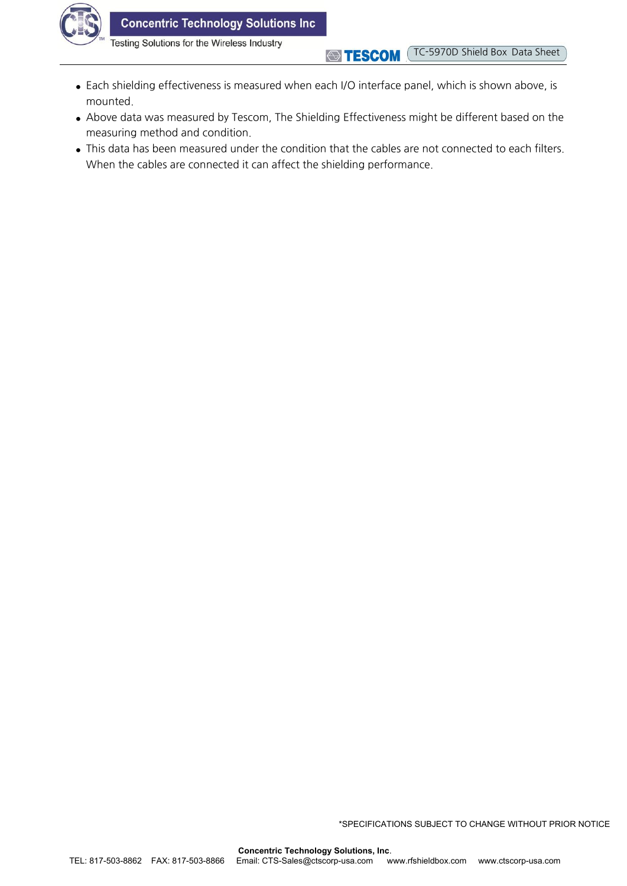- Each shielding effectiveness is measured when each I/O interface panel, which is shown above, is mounted.
- Above data was measured by Tescom, The Shielding Effectiveness might be different based on the measuring method and condition.
- This data has been measured under the condition that the cables are not connected to each filters. When the cables are connected it can affect the shielding performance.

*SPECIFICATIONS SUBJECT TO CHANGE WITHOUT PRIOR NOTICE